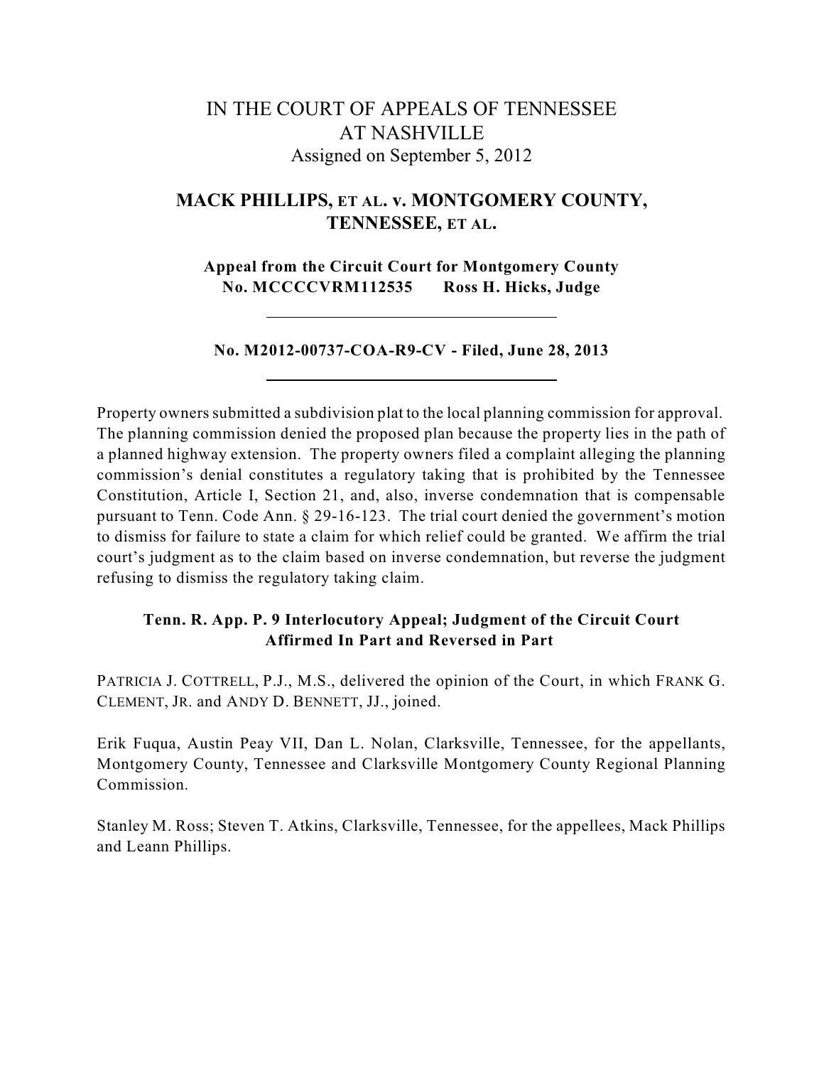# IN THE COURT OF APPEALS OF TENNESSEE AT NASHVILLE

Assigned on September 5, 2012

## MACK PHILLIPS, ET AL. v. MONTGOMERY COUNTY, TENNESSEE, ET AL.

**Appeal from the Circuit Court for Montgomery County**
**No. MCCCCVRM112535 Ross H. Hicks, Judge**

---

**No. M2012-00737-COA-R9-CV - Filed, June 28, 2013**

---

Property owners submitted a subdivision plat to the local planning commission for approval. The planning commission denied the proposed plan because the property lies in the path of a planned highway extension. The property owners filed a complaint alleging the planning commission's denial constitutes a regulatory taking that is prohibited by the Tennessee Constitution, Article I, Section 21, and, also, inverse condemnation that is compensable pursuant to Tenn. Code Ann. § 29-16-123. The trial court denied the government's motion to dismiss for failure to state a claim for which relief could be granted. We affirm the trial court's judgment as to the claim based on inverse condemnation, but reverse the judgment refusing to dismiss the regulatory taking claim.

**Tenn. R. App. P. 9 Interlocutory Appeal; Judgment of the Circuit Court Affirmed In Part and Reversed in Part**

PATRICIA J. COTTRELL, P.J., M.S., delivered the opinion of the Court, in which FRANK G. CLEMENT, JR. and ANDY D. BENNETT, JJ., joined.

Erik Fuqua, Austin Peay VII, Dan L. Nolan, Clarksville, Tennessee, for the appellants, Montgomery County, Tennessee and Clarksville Montgomery County Regional Planning Commission.

Stanley M. Ross; Steven T. Atkins, Clarksville, Tennessee, for the appellees, Mack Phillips and Leann Phillips.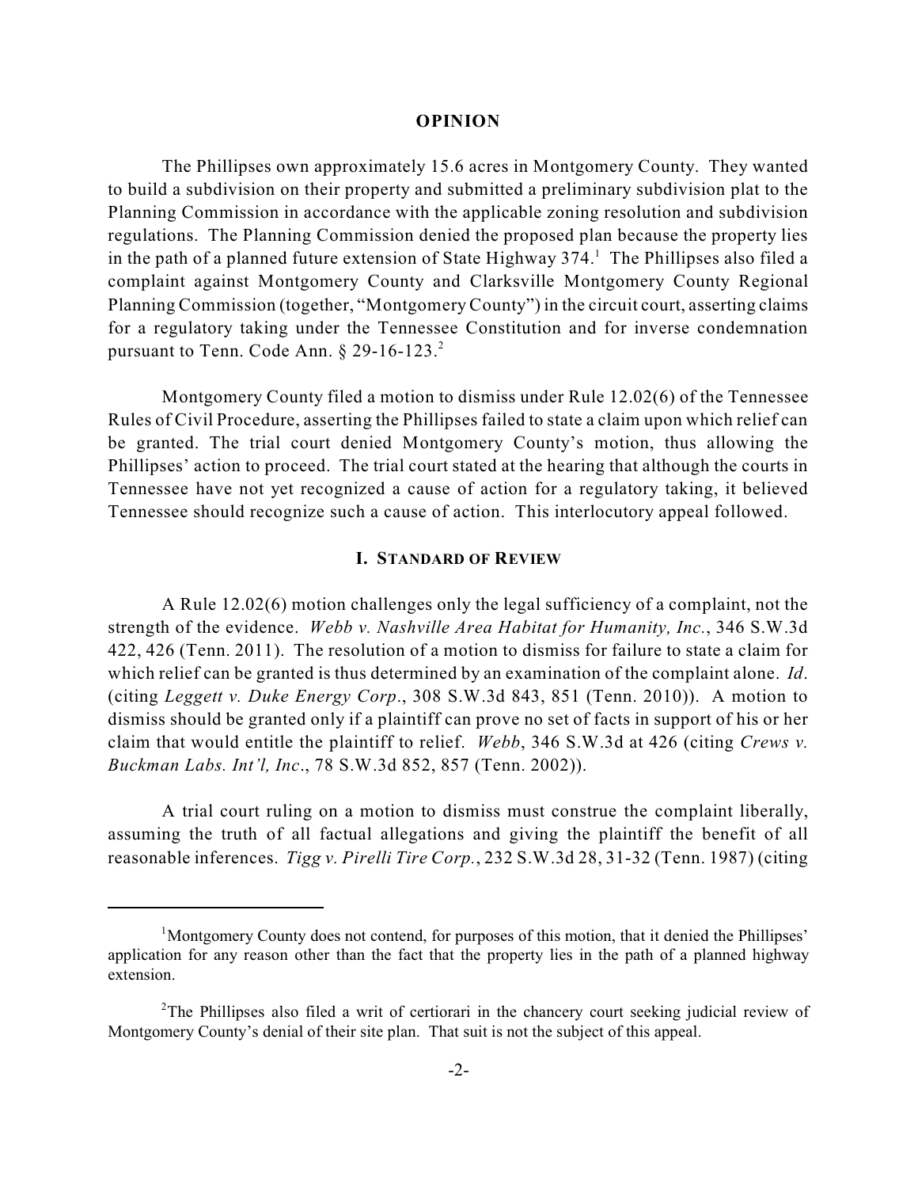## OPINION

The Phillipses own approximately 15.6 acres in Montgomery County. They wanted to build a subdivision on their property and submitted a preliminary subdivision plat to the Planning Commission in accordance with the applicable zoning resolution and subdivision regulations. The Planning Commission denied the proposed plan because the property lies in the path of a planned future extension of State Highway 374.[1] The Phillipses also filed a complaint against Montgomery County and Clarksville Montgomery County Regional Planning Commission (together, "Montgomery County") in the circuit court, asserting claims for a regulatory taking under the Tennessee Constitution and for inverse condemnation pursuant to Tenn. Code Ann. § 29-16-123.[2]

Montgomery County filed a motion to dismiss under Rule 12.02(6) of the Tennessee Rules of Civil Procedure, asserting the Phillipses failed to state a claim upon which relief can be granted. The trial court denied Montgomery County's motion, thus allowing the Phillipses' action to proceed. The trial court stated at the hearing that although the courts in Tennessee have not yet recognized a cause of action for a regulatory taking, it believed Tennessee should recognize such a cause of action. This interlocutory appeal followed.

### I. Standard of Review

A Rule 12.02(6) motion challenges only the legal sufficiency of a complaint, not the strength of the evidence. *Webb v. Nashville Area Habitat for Humanity, Inc.*, 346 S.W.3d 422, 426 (Tenn. 2011). The resolution of a motion to dismiss for failure to state a claim for which relief can be granted is thus determined by an examination of the complaint alone. *Id*. (citing *Leggett v. Duke Energy Corp*., 308 S.W.3d 843, 851 (Tenn. 2010)). A motion to dismiss should be granted only if a plaintiff can prove no set of facts in support of his or her claim that would entitle the plaintiff to relief. *Webb*, 346 S.W.3d at 426 (citing *Crews v. Buckman Labs. Int'l, Inc*., 78 S.W.3d 852, 857 (Tenn. 2002)).

A trial court ruling on a motion to dismiss must construe the complaint liberally, assuming the truth of all factual allegations and giving the plaintiff the benefit of all reasonable inferences. *Tigg v. Pirelli Tire Corp.*, 232 S.W.3d 28, 31-32 (Tenn. 1987) (citing

---

[1] Montgomery County does not contend, for purposes of this motion, that it denied the Phillipses' application for any reason other than the fact that the property lies in the path of a planned highway extension.

[2] The Phillipses also filed a writ of certiorari in the chancery court seeking judicial review of Montgomery County's denial of their site plan. That suit is not the subject of this appeal.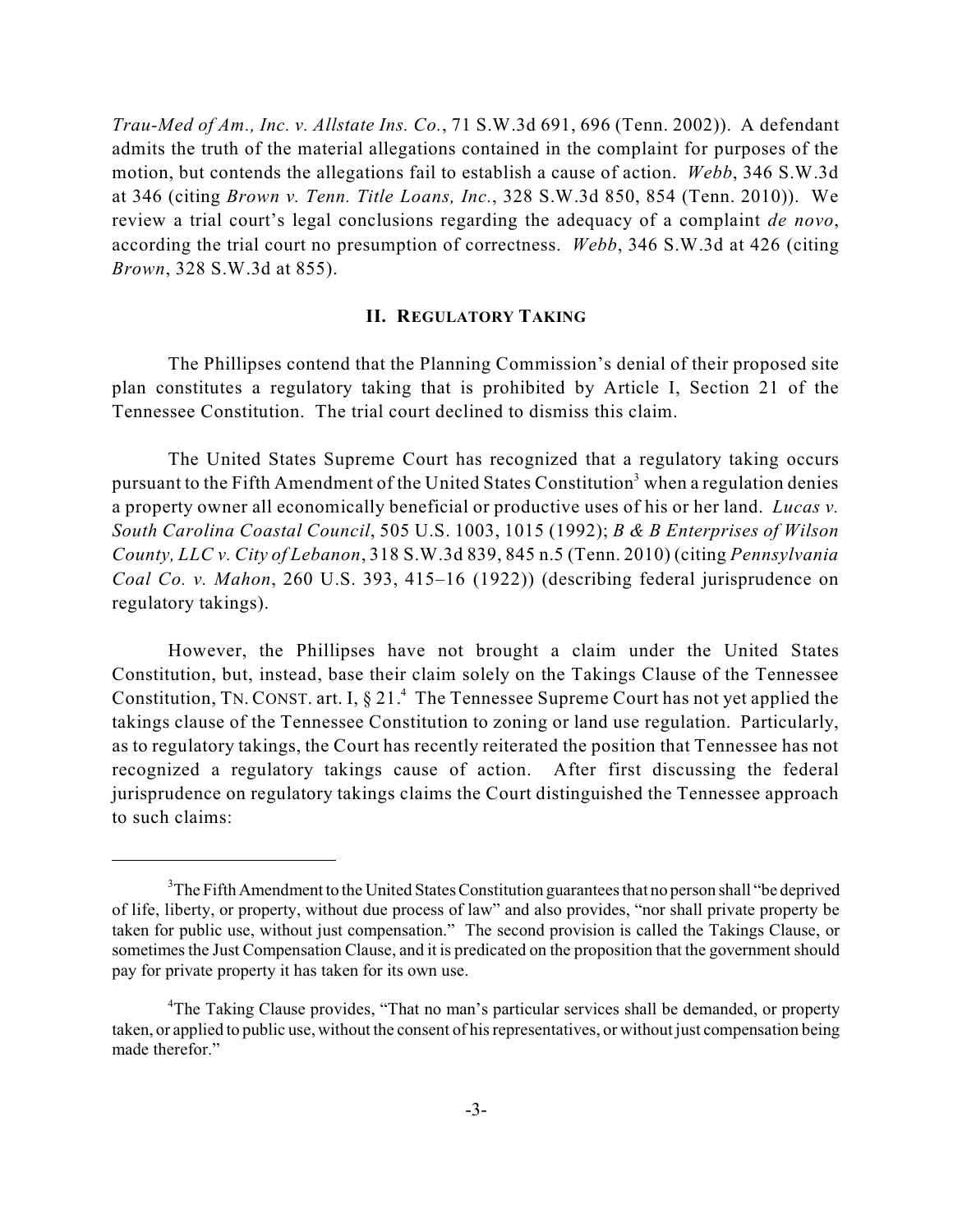*Trau-Med of Am., Inc. v. Allstate Ins. Co.*, 71 S.W.3d 691, 696 (Tenn. 2002)). A defendant admits the truth of the material allegations contained in the complaint for purposes of the motion, but contends the allegations fail to establish a cause of action. *Webb*, 346 S.W.3d at 346 (citing *Brown v. Tenn. Title Loans, Inc.*, 328 S.W.3d 850, 854 (Tenn. 2010)). We review a trial court's legal conclusions regarding the adequacy of a complaint *de novo*, according the trial court no presumption of correctness. *Webb*, 346 S.W.3d at 426 (citing *Brown*, 328 S.W.3d at 855).

## II. Regulatory Taking

The Phillipses contend that the Planning Commission's denial of their proposed site plan constitutes a regulatory taking that is prohibited by Article I, Section 21 of the Tennessee Constitution. The trial court declined to dismiss this claim.

The United States Supreme Court has recognized that a regulatory taking occurs pursuant to the Fifth Amendment of the United States Constitution[3] when a regulation denies a property owner all economically beneficial or productive uses of his or her land. *Lucas v. South Carolina Coastal Council*, 505 U.S. 1003, 1015 (1992); *B & B Enterprises of Wilson County, LLC v. City of Lebanon*, 318 S.W.3d 839, 845 n.5 (Tenn. 2010) (citing *Pennsylvania Coal Co. v. Mahon*, 260 U.S. 393, 415–16 (1922)) (describing federal jurisprudence on regulatory takings).

However, the Phillipses have not brought a claim under the United States Constitution, but, instead, base their claim solely on the Takings Clause of the Tennessee Constitution, TN. CONST. art. I, § 21.[4] The Tennessee Supreme Court has not yet applied the takings clause of the Tennessee Constitution to zoning or land use regulation. Particularly, as to regulatory takings, the Court has recently reiterated the position that Tennessee has not recognized a regulatory takings cause of action. After first discussing the federal jurisprudence on regulatory takings claims the Court distinguished the Tennessee approach to such claims:

---

[3]The Fifth Amendment to the United States Constitution guarantees that no person shall "be deprived of life, liberty, or property, without due process of law" and also provides, "nor shall private property be taken for public use, without just compensation." The second provision is called the Takings Clause, or sometimes the Just Compensation Clause, and it is predicated on the proposition that the government should pay for private property it has taken for its own use.

[4]The Taking Clause provides, "That no man's particular services shall be demanded, or property taken, or applied to public use, without the consent of his representatives, or without just compensation being made therefor."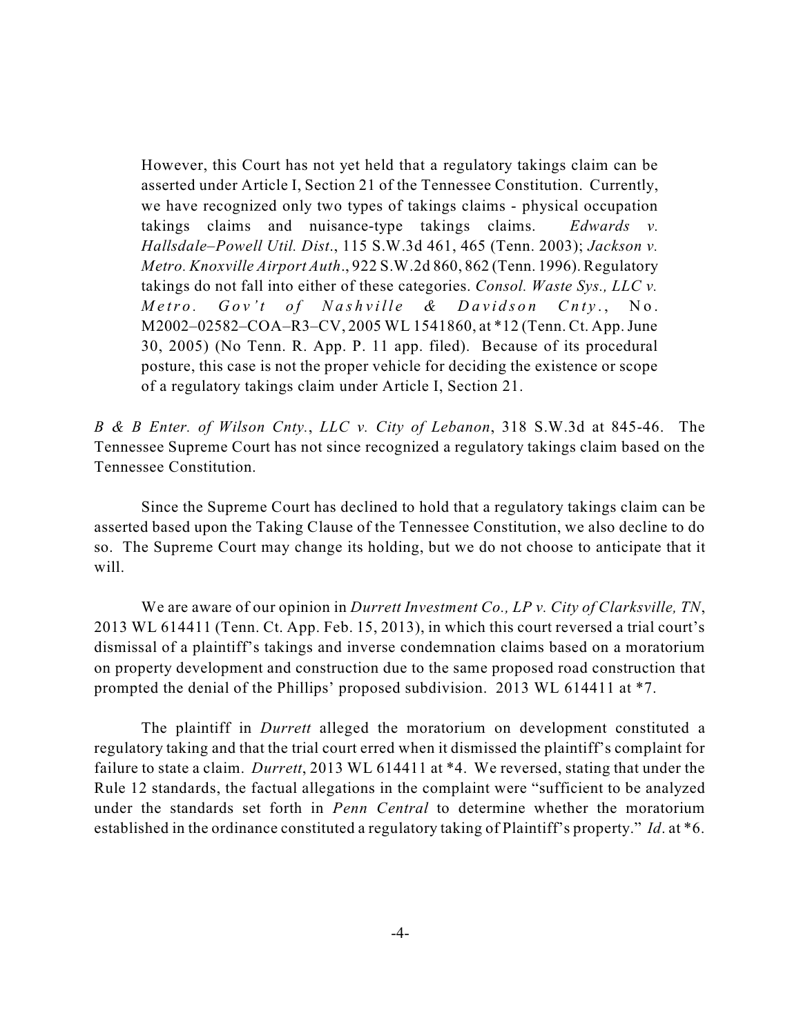> However, this Court has not yet held that a regulatory takings claim can be asserted under Article I, Section 21 of the Tennessee Constitution. Currently, we have recognized only two types of takings claims - physical occupation takings claims and nuisance-type takings claims. *Edwards v. Hallsdale–Powell Util. Dist.*, 115 S.W.3d 461, 465 (Tenn. 2003); *Jackson v. Metro. Knoxville Airport Auth.*, 922 S.W.2d 860, 862 (Tenn. 1996). Regulatory takings do not fall into either of these categories. *Consol. Waste Sys., LLC v. Metro. Gov't of Nashville & Davidson Cnty.*, No. M2002–02582–COA–R3–CV, 2005 WL 1541860, at *12 (Tenn. Ct. App. June 30, 2005) (No Tenn. R. App. P. 11 app. filed). Because of its procedural posture, this case is not the proper vehicle for deciding the existence or scope of a regulatory takings claim under Article I, Section 21.

*B & B Enter. of Wilson Cnty., LLC v. City of Lebanon*, 318 S.W.3d at 845-46. The Tennessee Supreme Court has not since recognized a regulatory takings claim based on the Tennessee Constitution.

Since the Supreme Court has declined to hold that a regulatory takings claim can be asserted based upon the Taking Clause of the Tennessee Constitution, we also decline to do so. The Supreme Court may change its holding, but we do not choose to anticipate that it will.

We are aware of our opinion in *Durrett Investment Co., LP v. City of Clarksville, TN*, 2013 WL 614411 (Tenn. Ct. App. Feb. 15, 2013), in which this court reversed a trial court's dismissal of a plaintiff's takings and inverse condemnation claims based on a moratorium on property development and construction due to the same proposed road construction that prompted the denial of the Phillips' proposed subdivision. 2013 WL 614411 at *7.

The plaintiff in *Durrett* alleged the moratorium on development constituted a regulatory taking and that the trial court erred when it dismissed the plaintiff's complaint for failure to state a claim. *Durrett*, 2013 WL 614411 at *4. We reversed, stating that under the Rule 12 standards, the factual allegations in the complaint were "sufficient to be analyzed under the standards set forth in *Penn Central* to determine whether the moratorium established in the ordinance constituted a regulatory taking of Plaintiff's property." *Id.* at *6.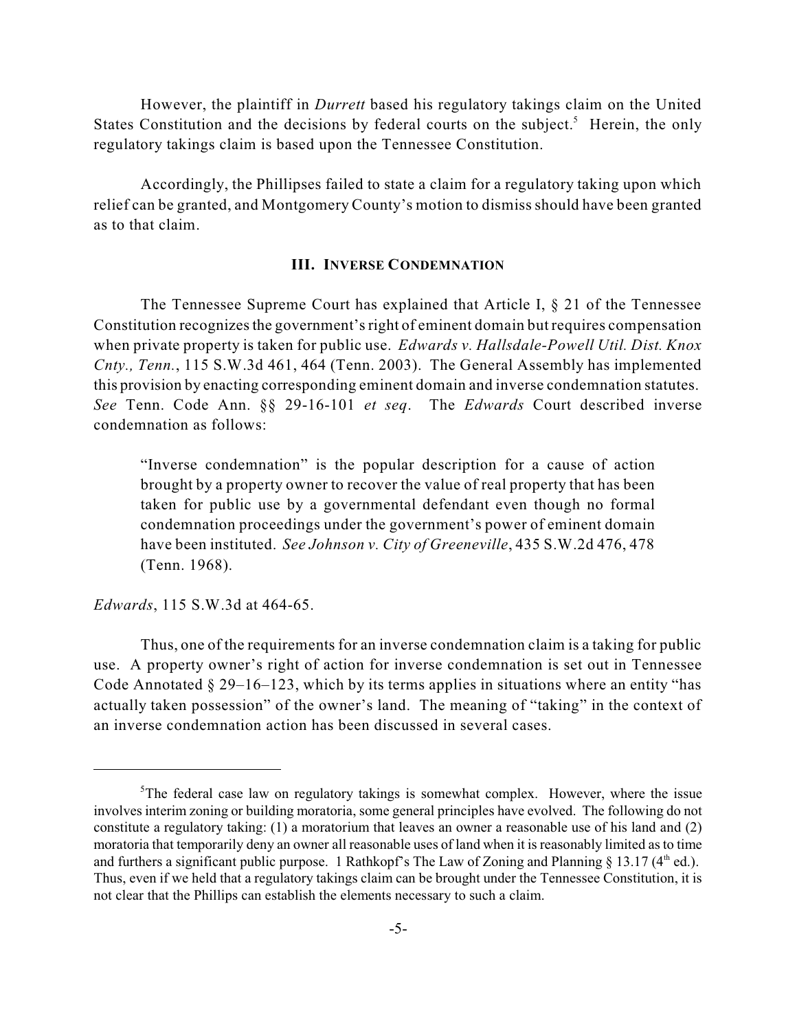However, the plaintiff in *Durrett* based his regulatory takings claim on the United States Constitution and the decisions by federal courts on the subject.[5] Herein, the only regulatory takings claim is based upon the Tennessee Constitution.

Accordingly, the Phillipses failed to state a claim for a regulatory taking upon which relief can be granted, and Montgomery County's motion to dismiss should have been granted as to that claim.

### III. INVERSE CONDEMNATION

The Tennessee Supreme Court has explained that Article I, § 21 of the Tennessee Constitution recognizes the government's right of eminent domain but requires compensation when private property is taken for public use. *Edwards v. Hallsdale-Powell Util. Dist. Knox Cnty., Tenn.*, 115 S.W.3d 461, 464 (Tenn. 2003). The General Assembly has implemented this provision by enacting corresponding eminent domain and inverse condemnation statutes. *See* Tenn. Code Ann. §§ 29-16-101 *et seq*. The *Edwards* Court described inverse condemnation as follows:

> "Inverse condemnation" is the popular description for a cause of action brought by a property owner to recover the value of real property that has been taken for public use by a governmental defendant even though no formal condemnation proceedings under the government's power of eminent domain have been instituted. *See Johnson v. City of Greeneville*, 435 S.W.2d 476, 478 (Tenn. 1968).

*Edwards*, 115 S.W.3d at 464-65.

Thus, one of the requirements for an inverse condemnation claim is a taking for public use. A property owner's right of action for inverse condemnation is set out in Tennessee Code Annotated § 29–16–123, which by its terms applies in situations where an entity "has actually taken possession" of the owner's land. The meaning of "taking" in the context of an inverse condemnation action has been discussed in several cases.

---

[5]The federal case law on regulatory takings is somewhat complex. However, where the issue involves interim zoning or building moratoria, some general principles have evolved. The following do not constitute a regulatory taking: (1) a moratorium that leaves an owner a reasonable use of his land and (2) moratoria that temporarily deny an owner all reasonable uses of land when it is reasonably limited as to time and furthers a significant public purpose. 1 Rathkopf's The Law of Zoning and Planning § 13.17 (4th ed.). Thus, even if we held that a regulatory takings claim can be brought under the Tennessee Constitution, it is not clear that the Phillips can establish the elements necessary to such a claim.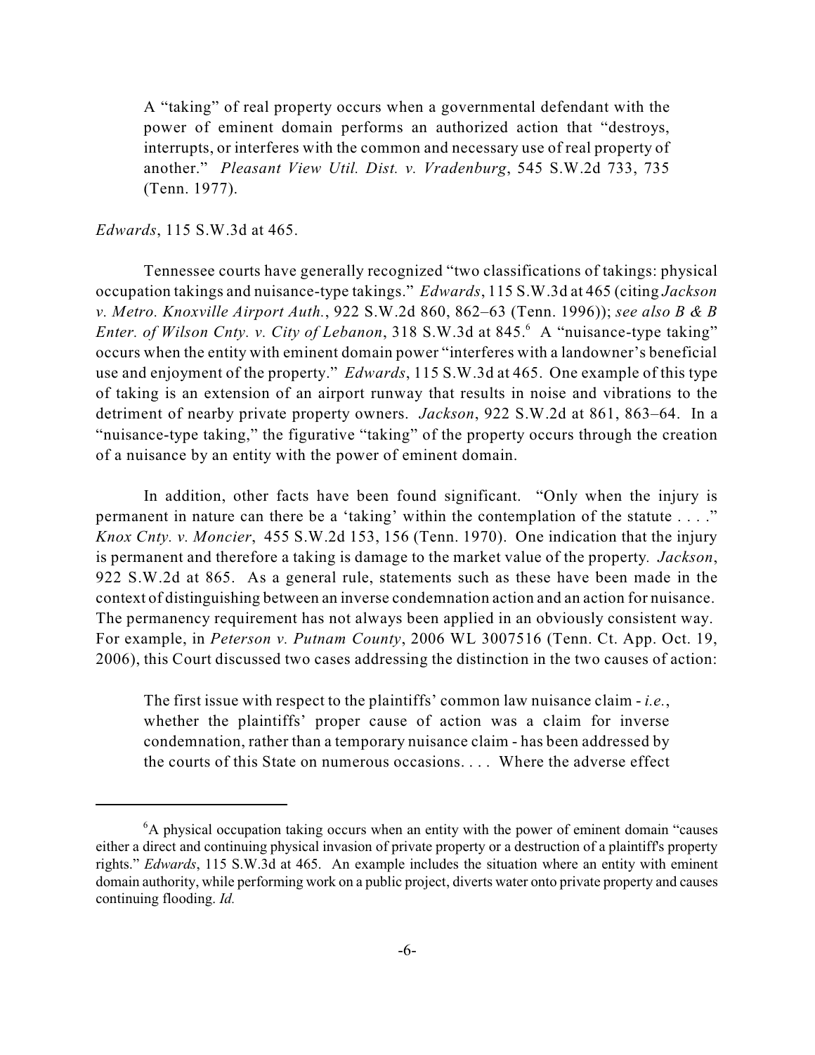> A "taking" of real property occurs when a governmental defendant with the power of eminent domain performs an authorized action that "destroys, interrupts, or interferes with the common and necessary use of real property of another." *Pleasant View Util. Dist. v. Vradenburg*, 545 S.W.2d 733, 735 (Tenn. 1977).

*Edwards*, 115 S.W.3d at 465.

Tennessee courts have generally recognized "two classifications of takings: physical occupation takings and nuisance-type takings." *Edwards*, 115 S.W.3d at 465 (citing *Jackson v. Metro. Knoxville Airport Auth.*, 922 S.W.2d 860, 862–63 (Tenn. 1996)); *see also B & B Enter. of Wilson Cnty. v. City of Lebanon*, 318 S.W.3d at 845.[6] A "nuisance-type taking" occurs when the entity with eminent domain power "interferes with a landowner's beneficial use and enjoyment of the property." *Edwards*, 115 S.W.3d at 465. One example of this type of taking is an extension of an airport runway that results in noise and vibrations to the detriment of nearby private property owners. *Jackson*, 922 S.W.2d at 861, 863–64. In a "nuisance-type taking," the figurative "taking" of the property occurs through the creation of a nuisance by an entity with the power of eminent domain.

In addition, other facts have been found significant. "Only when the injury is permanent in nature can there be a 'taking' within the contemplation of the statute . . . ." *Knox Cnty. v. Moncier*, 455 S.W.2d 153, 156 (Tenn. 1970). One indication that the injury is permanent and therefore a taking is damage to the market value of the property. *Jackson*, 922 S.W.2d at 865. As a general rule, statements such as these have been made in the context of distinguishing between an inverse condemnation action and an action for nuisance. The permanency requirement has not always been applied in an obviously consistent way. For example, in *Peterson v. Putnam County*, 2006 WL 3007516 (Tenn. Ct. App. Oct. 19, 2006), this Court discussed two cases addressing the distinction in the two causes of action:

> The first issue with respect to the plaintiffs' common law nuisance claim - *i.e.*, whether the plaintiffs' proper cause of action was a claim for inverse condemnation, rather than a temporary nuisance claim - has been addressed by the courts of this State on numerous occasions. . . . Where the adverse effect

---

[6]A physical occupation taking occurs when an entity with the power of eminent domain "causes either a direct and continuing physical invasion of private property or a destruction of a plaintiff's property rights." *Edwards*, 115 S.W.3d at 465. An example includes the situation where an entity with eminent domain authority, while performing work on a public project, diverts water onto private property and causes continuing flooding. *Id.*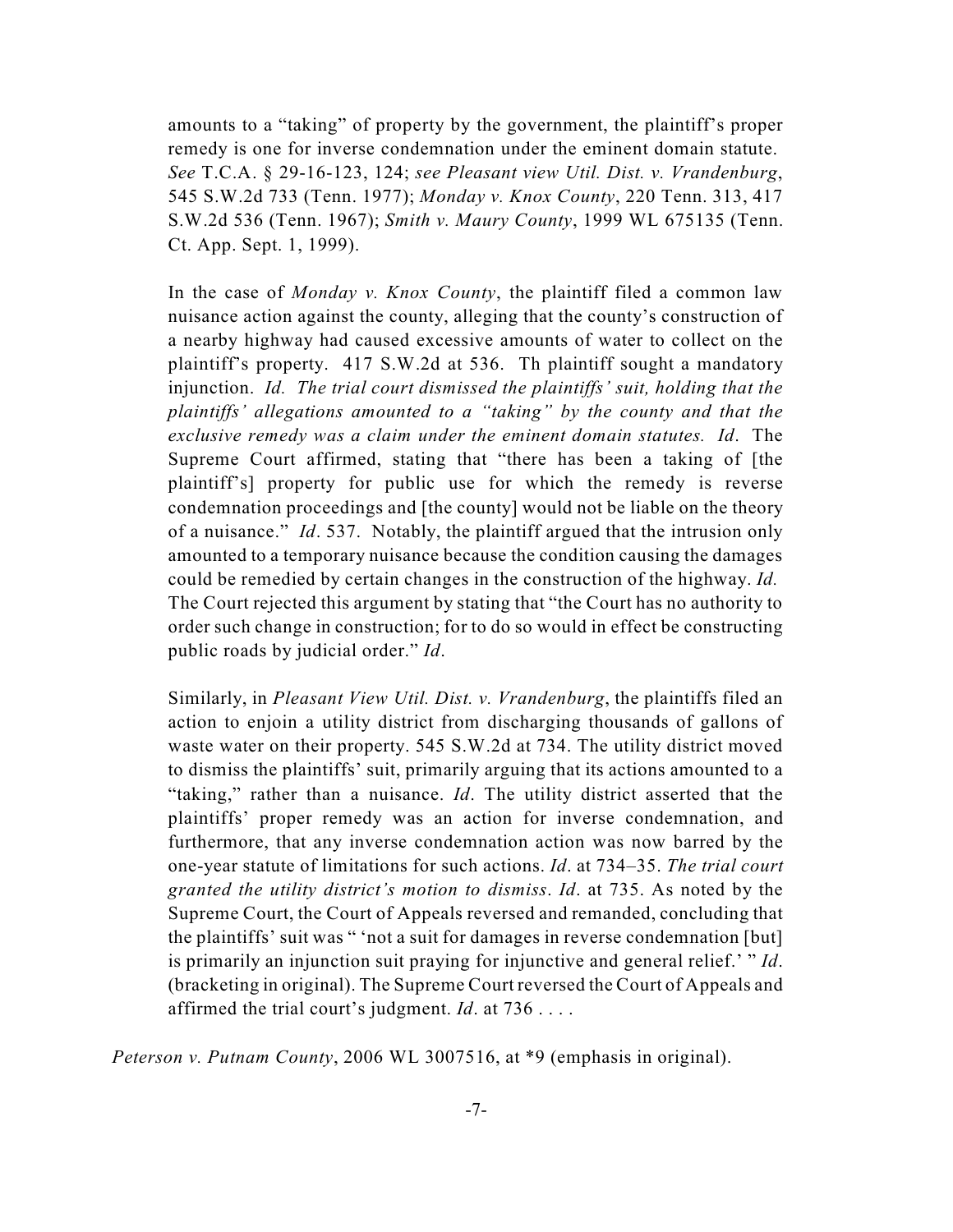amounts to a "taking" of property by the government, the plaintiff's proper remedy is one for inverse condemnation under the eminent domain statute. *See* T.C.A. § 29-16-123, 124; *see Pleasant view Util. Dist. v. Vrandenburg*, 545 S.W.2d 733 (Tenn. 1977); *Monday v. Knox County*, 220 Tenn. 313, 417 S.W.2d 536 (Tenn. 1967); *Smith v. Maury County*, 1999 WL 675135 (Tenn. Ct. App. Sept. 1, 1999).

In the case of *Monday v. Knox County*, the plaintiff filed a common law nuisance action against the county, alleging that the county's construction of a nearby highway had caused excessive amounts of water to collect on the plaintiff's property. 417 S.W.2d at 536. Th plaintiff sought a mandatory injunction. *Id. The trial court dismissed the plaintiffs' suit, holding that the plaintiffs' allegations amounted to a "taking" by the county and that the exclusive remedy was a claim under the eminent domain statutes. Id*. The Supreme Court affirmed, stating that "there has been a taking of [the plaintiff's] property for public use for which the remedy is reverse condemnation proceedings and [the county] would not be liable on the theory of a nuisance." *Id*. 537. Notably, the plaintiff argued that the intrusion only amounted to a temporary nuisance because the condition causing the damages could be remedied by certain changes in the construction of the highway. *Id.* The Court rejected this argument by stating that "the Court has no authority to order such change in construction; for to do so would in effect be constructing public roads by judicial order." *Id*.

Similarly, in *Pleasant View Util. Dist. v. Vrandenburg*, the plaintiffs filed an action to enjoin a utility district from discharging thousands of gallons of waste water on their property. 545 S.W.2d at 734. The utility district moved to dismiss the plaintiffs' suit, primarily arguing that its actions amounted to a "taking," rather than a nuisance. *Id*. The utility district asserted that the plaintiffs' proper remedy was an action for inverse condemnation, and furthermore, that any inverse condemnation action was now barred by the one-year statute of limitations for such actions. *Id*. at 734–35. *The trial court granted the utility district's motion to dismiss*. *Id*. at 735. As noted by the Supreme Court, the Court of Appeals reversed and remanded, concluding that the plaintiffs' suit was " 'not a suit for damages in reverse condemnation [but] is primarily an injunction suit praying for injunctive and general relief.' " *Id*. (bracketing in original). The Supreme Court reversed the Court of Appeals and affirmed the trial court's judgment. *Id*. at 736 . . . .

*Peterson v. Putnam County*, 2006 WL 3007516, at *9 (emphasis in original).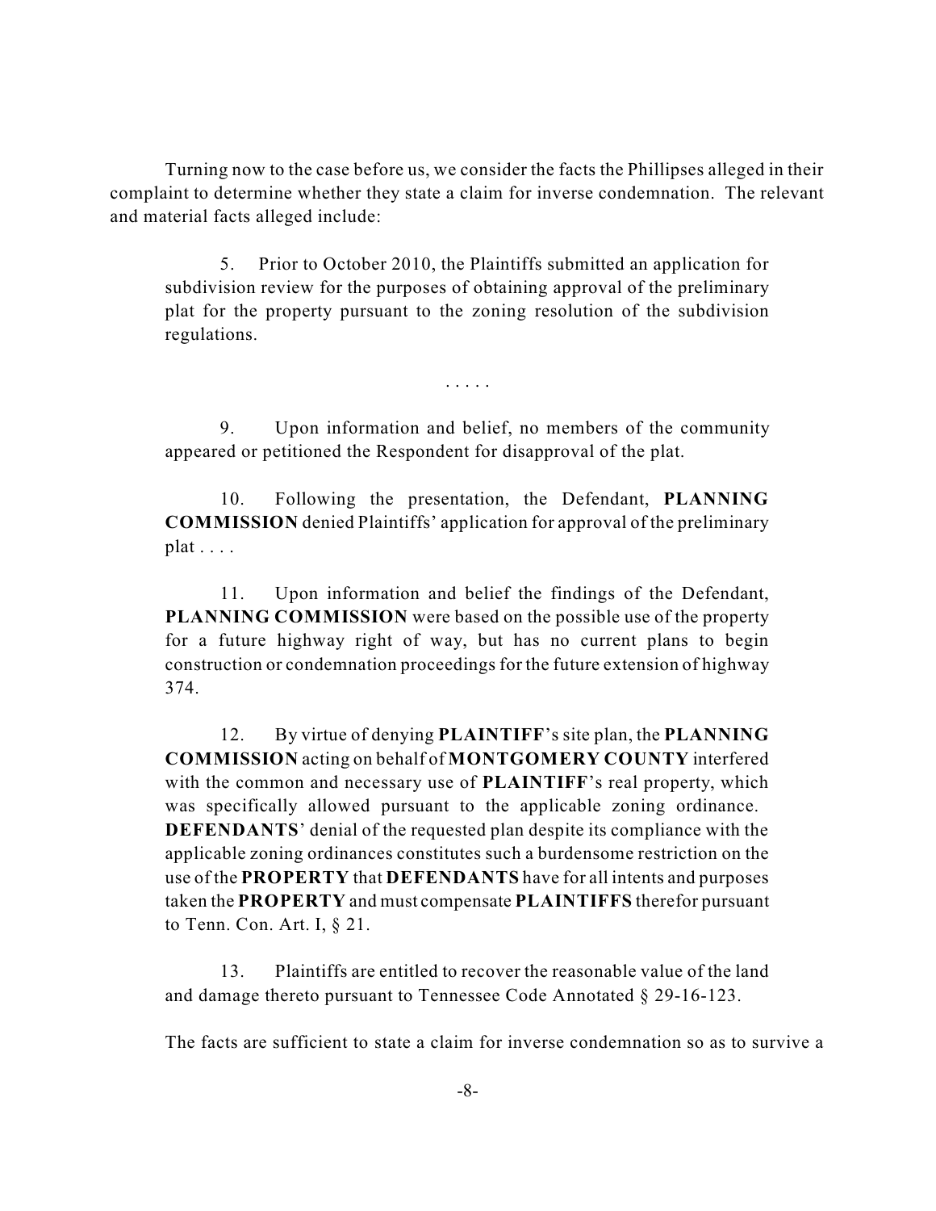Turning now to the case before us, we consider the facts the Phillipses alleged in their complaint to determine whether they state a claim for inverse condemnation. The relevant and material facts alleged include:

> 5. Prior to October 2010, the Plaintiffs submitted an application for subdivision review for the purposes of obtaining approval of the preliminary plat for the property pursuant to the zoning resolution of the subdivision regulations.
>
> . . . . .
>
> 9. Upon information and belief, no members of the community appeared or petitioned the Respondent for disapproval of the plat.
>
> 10. Following the presentation, the Defendant, **PLANNING COMMISSION** denied Plaintiffs' application for approval of the preliminary plat . . . .
>
> 11. Upon information and belief the findings of the Defendant, **PLANNING COMMISSION** were based on the possible use of the property for a future highway right of way, but has no current plans to begin construction or condemnation proceedings for the future extension of highway 374.
>
> 12. By virtue of denying **PLAINTIFF**'s site plan, the **PLANNING COMMISSION** acting on behalf of **MONTGOMERY COUNTY** interfered with the common and necessary use of **PLAINTIFF**'s real property, which was specifically allowed pursuant to the applicable zoning ordinance. **DEFENDANTS**' denial of the requested plan despite its compliance with the applicable zoning ordinances constitutes such a burdensome restriction on the use of the **PROPERTY** that **DEFENDANTS** have for all intents and purposes taken the **PROPERTY** and must compensate **PLAINTIFFS** therefor pursuant to Tenn. Con. Art. I, § 21.
>
> 13. Plaintiffs are entitled to recover the reasonable value of the land and damage thereto pursuant to Tennessee Code Annotated § 29-16-123.

The facts are sufficient to state a claim for inverse condemnation so as to survive a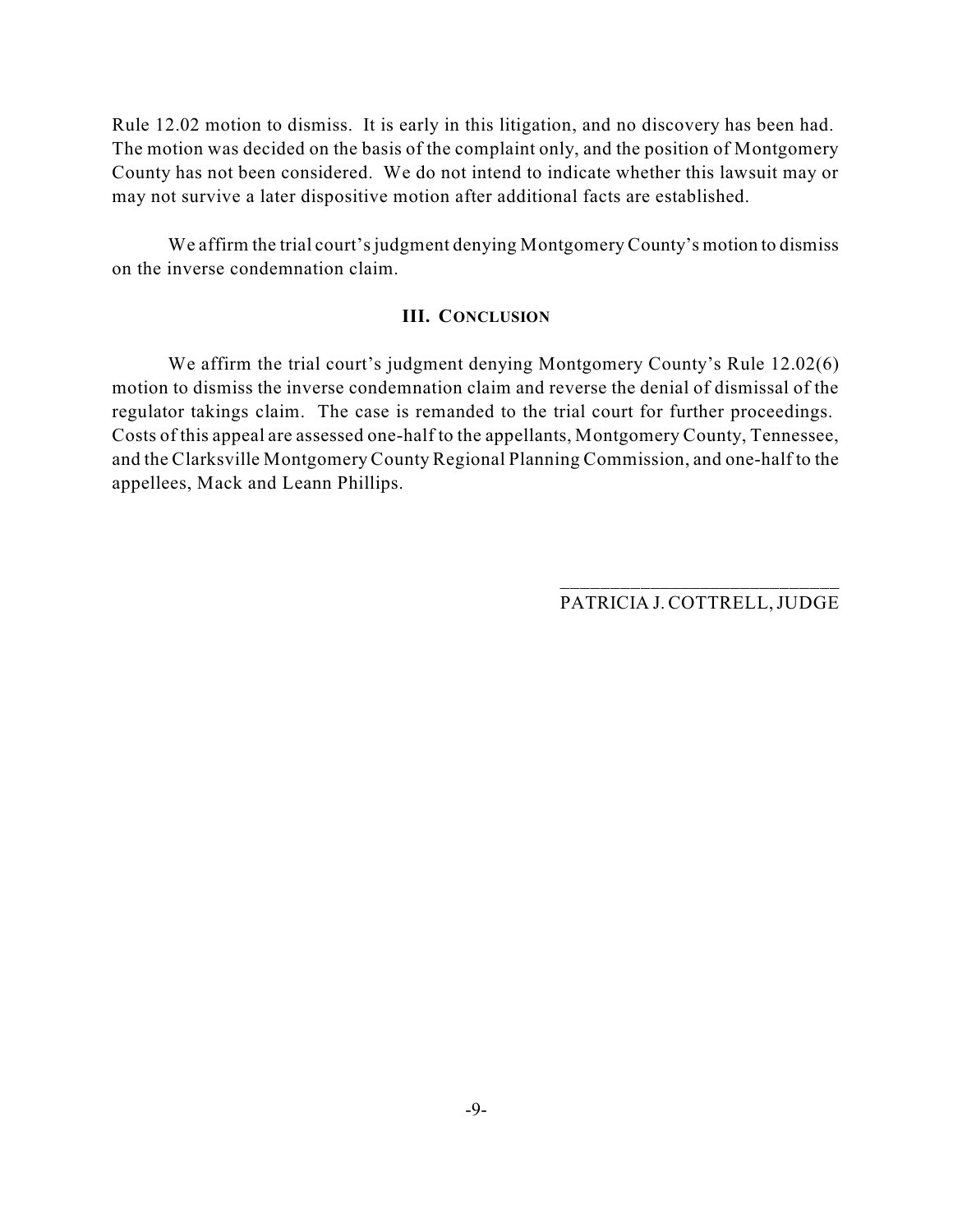Rule 12.02 motion to dismiss. It is early in this litigation, and no discovery has been had. The motion was decided on the basis of the complaint only, and the position of Montgomery County has not been considered. We do not intend to indicate whether this lawsuit may or may not survive a later dispositive motion after additional facts are established.

We affirm the trial court's judgment denying Montgomery County's motion to dismiss on the inverse condemnation claim.

### III. CONCLUSION

We affirm the trial court's judgment denying Montgomery County's Rule 12.02(6) motion to dismiss the inverse condemnation claim and reverse the denial of dismissal of the regulator takings claim. The case is remanded to the trial court for further proceedings. Costs of this appeal are assessed one-half to the appellants, Montgomery County, Tennessee, and the Clarksville Montgomery County Regional Planning Commission, and one-half to the appellees, Mack and Leann Phillips.

\_\_\_\_\_\_\_\_\_\_\_\_\_\_\_\_\_\_\_\_\_\_\_\_\_\_\_\_\_\_

PATRICIA J. COTTRELL, JUDGE